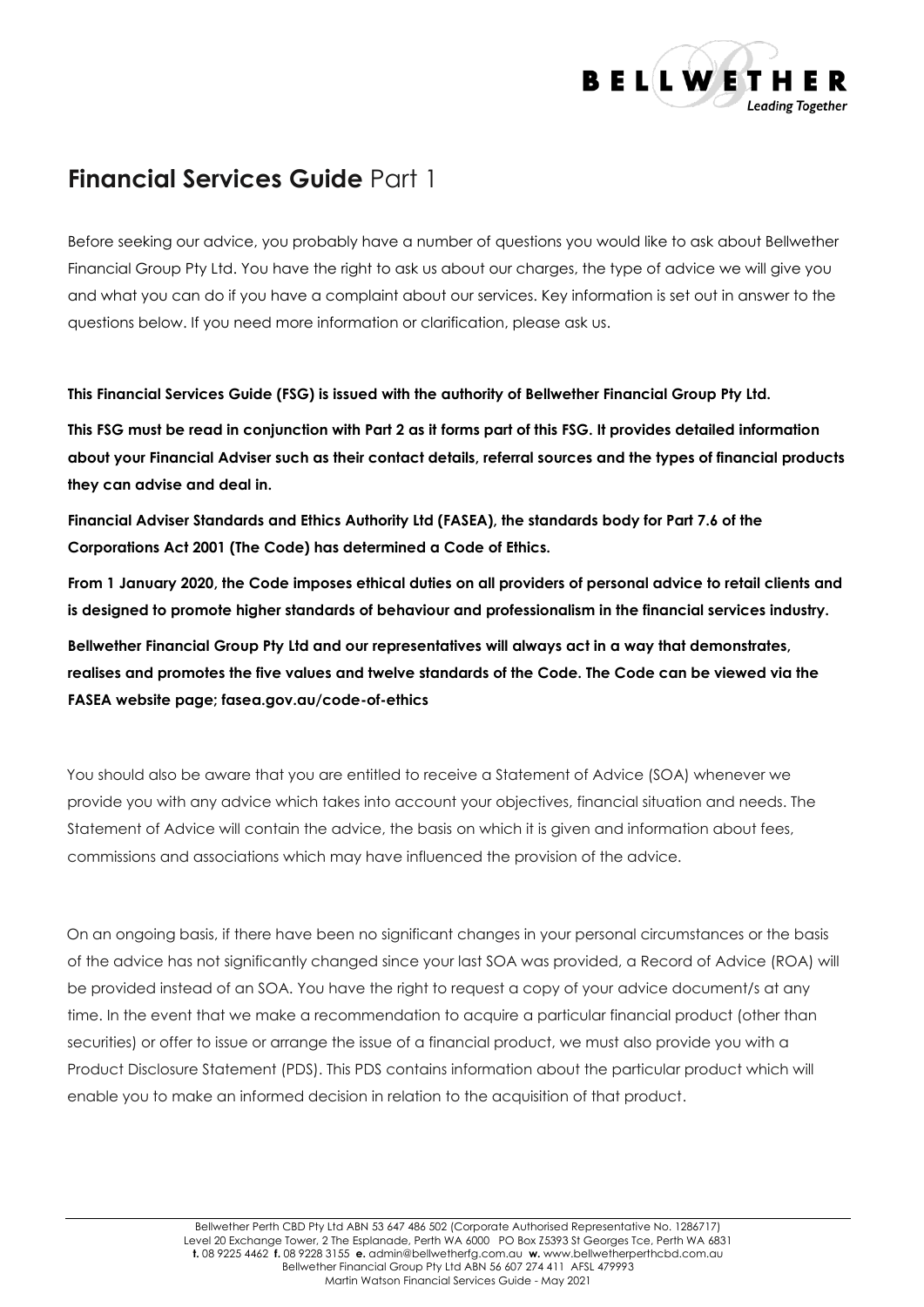# **Financial Services Guide** Part 1

Before seeking our advice, you probably have a number of questions you would like to ask about Bellwether Financial Group Pty Ltd. You have the right to ask us about our charges, the type of advice we will give you and what you can do if you have a complaint about our services. Key information is set out in answer to the questions below. If you need more information or clarification, please ask us.

**This Financial Services Guide (FSG) is issued with the authority of Bellwether Financial Group Pty Ltd.**

**This FSG must be read in conjunction with Part 2 as it forms part of this FSG. It provides detailed information about your Financial Adviser such as their contact details, referral sources and the types of financial products they can advise and deal in.**

**Financial Adviser Standards and Ethics Authority Ltd (FASEA), the standards body for Part 7.6 of the Corporations Act 2001 (The Code) has determined a Code of Ethics.**

**From 1 January 2020, the Code imposes ethical duties on all providers of personal advice to retail clients and is designed to promote higher standards of behaviour and professionalism in the financial services industry.**

**Bellwether Financial Group Pty Ltd and our representatives will always act in a way that demonstrates, realises and promotes the five values and twelve standards of the Code. The Code can be viewed via the FASEA website page; fasea.gov.au/code-of-ethics**

You should also be aware that you are entitled to receive a Statement of Advice (SOA) whenever we provide you with any advice which takes into account your objectives, financial situation and needs. The Statement of Advice will contain the advice, the basis on which it is given and information about fees, commissions and associations which may have influenced the provision of the advice.

On an ongoing basis, if there have been no significant changes in your personal circumstances or the basis of the advice has not significantly changed since your last SOA was provided, a Record of Advice (ROA) will be provided instead of an SOA. You have the right to request a copy of your advice document/s at any time. In the event that we make a recommendation to acquire a particular financial product (other than securities) or offer to issue or arrange the issue of a financial product, we must also provide you with a Product Disclosure Statement (PDS). This PDS contains information about the particular product which will enable you to make an informed decision in relation to the acquisition of that product.

Bellwether Perth CBD Pty Ltd ABN 53 647 486 502 (Corporate Authorised Representative No. 1286717)
Level 20 Exchange Tower, 2 The Esplanade, Perth WA 6000 PO Box Z5393 St Georges Tce, Perth WA 6831
**t.** 08 9225 4462 **f.** 08 9228 3155 **e.** admin@bellwetherfg.com.au **w.** www.bellwetherperthcbd.com.au
Bellwether Financial Group Pty Ltd ABN 56 607 274 411 AFSL 479993
Martin Watson Financial Services Guide - May 2021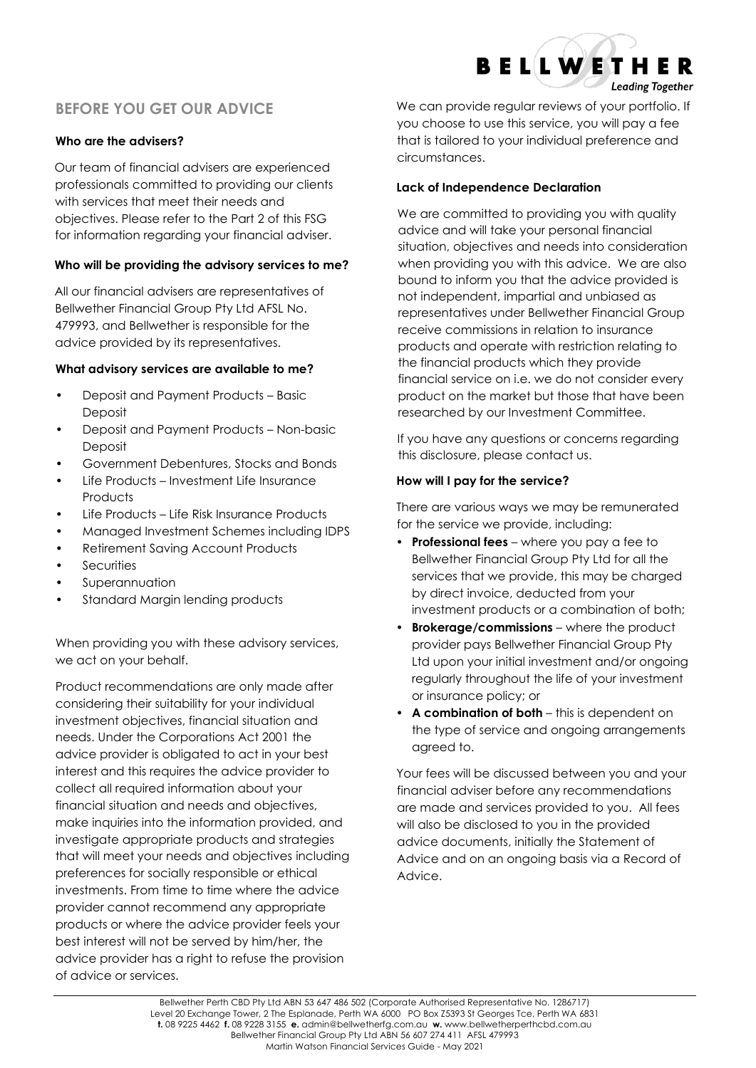## BEFORE YOU GET OUR ADVICE

**Who are the advisers?**

Our team of financial advisers are experienced professionals committed to providing our clients with services that meet their needs and objectives. Please refer to the Part 2 of this FSG for information regarding your financial adviser.

**Who will be providing the advisory services to me?**

All our financial advisers are representatives of Bellwether Financial Group Pty Ltd AFSL No. 479993, and Bellwether is responsible for the advice provided by its representatives.

**What advisory services are available to me?**

- Deposit and Payment Products – Basic Deposit
- Deposit and Payment Products – Non-basic Deposit
- Government Debentures, Stocks and Bonds
- Life Products – Investment Life Insurance Products
- Life Products – Life Risk Insurance Products
- Managed Investment Schemes including IDPS
- Retirement Saving Account Products
- Securities
- Superannuation
- Standard Margin lending products

When providing you with these advisory services, we act on your behalf.

Product recommendations are only made after considering their suitability for your individual investment objectives, financial situation and needs. Under the Corporations Act 2001 the advice provider is obligated to act in your best interest and this requires the advice provider to collect all required information about your financial situation and needs and objectives, make inquiries into the information provided, and investigate appropriate products and strategies that will meet your needs and objectives including preferences for socially responsible or ethical investments. From time to time where the advice provider cannot recommend any appropriate products or where the advice provider feels your best interest will not be served by him/her, the advice provider has a right to refuse the provision of advice or services.

We can provide regular reviews of your portfolio. If you choose to use this service, you will pay a fee that is tailored to your individual preference and circumstances.

**Lack of Independence Declaration**

We are committed to providing you with quality advice and will take your personal financial situation, objectives and needs into consideration when providing you with this advice. We are also bound to inform you that the advice provided is not independent, impartial and unbiased as representatives under Bellwether Financial Group receive commissions in relation to insurance products and operate with restriction relating to the financial products which they provide financial service on i.e. we do not consider every product on the market but those that have been researched by our Investment Committee.

If you have any questions or concerns regarding this disclosure, please contact us.

**How will I pay for the service?**

There are various ways we may be remunerated for the service we provide, including:

- **Professional fees** – where you pay a fee to Bellwether Financial Group Pty Ltd for all the services that we provide, this may be charged by direct invoice, deducted from your investment products or a combination of both;
- **Brokerage/commissions** – where the product provider pays Bellwether Financial Group Pty Ltd upon your initial investment and/or ongoing regularly throughout the life of your investment or insurance policy; or
- **A combination of both** – this is dependent on the type of service and ongoing arrangements agreed to.

Your fees will be discussed between you and your financial adviser before any recommendations are made and services provided to you. All fees will also be disclosed to you in the provided advice documents, initially the Statement of Advice and on an ongoing basis via a Record of Advice.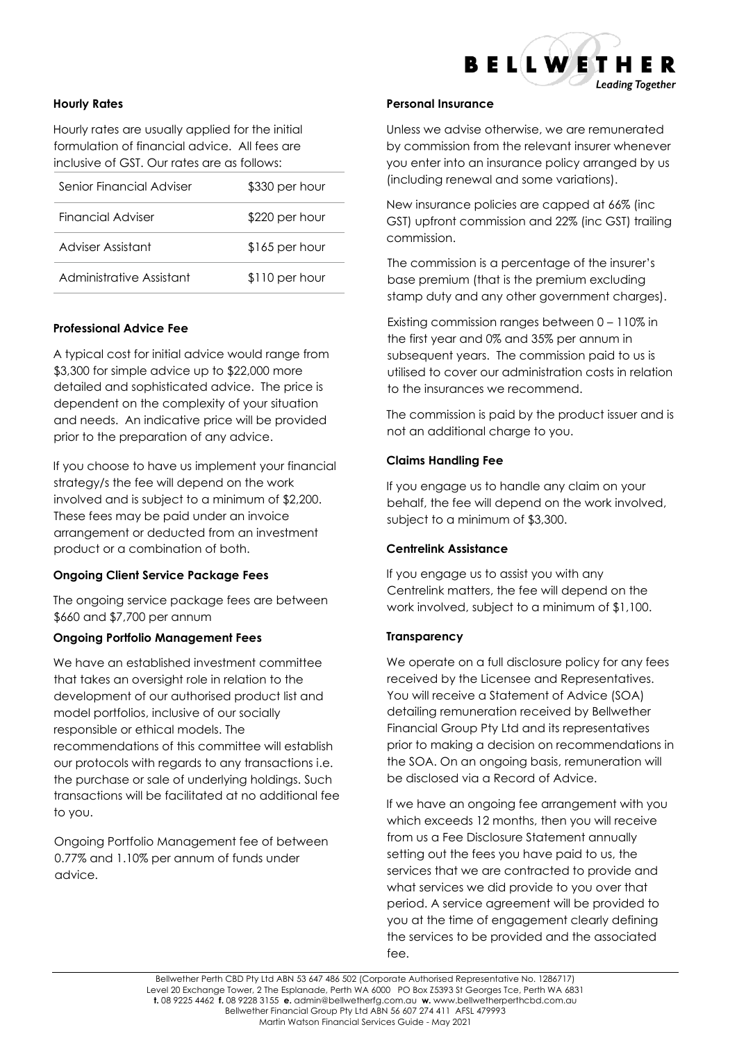### Hourly Rates

Hourly rates are usually applied for the initial formulation of financial advice. All fees are inclusive of GST. Our rates are as follows:

| | |
|---|---|
| Senior Financial Adviser | $330 per hour |
| Financial Adviser | $220 per hour |
| Adviser Assistant | $165 per hour |
| Administrative Assistant | $110 per hour |

### Professional Advice Fee

A typical cost for initial advice would range from $3,300 for simple advice up to $22,000 more detailed and sophisticated advice. The price is dependent on the complexity of your situation and needs. An indicative price will be provided prior to the preparation of any advice.

If you choose to have us implement your financial strategy/s the fee will depend on the work involved and is subject to a minimum of $2,200. These fees may be paid under an invoice arrangement or deducted from an investment product or a combination of both.

### Ongoing Client Service Package Fees

The ongoing service package fees are between $660 and $7,700 per annum

### Ongoing Portfolio Management Fees

We have an established investment committee that takes an oversight role in relation to the development of our authorised product list and model portfolios, inclusive of our socially responsible or ethical models. The recommendations of this committee will establish our protocols with regards to any transactions i.e. the purchase or sale of underlying holdings. Such transactions will be facilitated at no additional fee to you.

Ongoing Portfolio Management fee of between 0.77% and 1.10% per annum of funds under advice.

### Personal Insurance

Unless we advise otherwise, we are remunerated by commission from the relevant insurer whenever you enter into an insurance policy arranged by us (including renewal and some variations).

New insurance policies are capped at 66% (inc GST) upfront commission and 22% (inc GST) trailing commission.

The commission is a percentage of the insurer's base premium (that is the premium excluding stamp duty and any other government charges).

Existing commission ranges between 0 – 110% in the first year and 0% and 35% per annum in subsequent years. The commission paid to us is utilised to cover our administration costs in relation to the insurances we recommend.

The commission is paid by the product issuer and is not an additional charge to you.

### Claims Handling Fee

If you engage us to handle any claim on your behalf, the fee will depend on the work involved, subject to a minimum of $3,300.

### Centrelink Assistance

If you engage us to assist you with any Centrelink matters, the fee will depend on the work involved, subject to a minimum of $1,100.

### Transparency

We operate on a full disclosure policy for any fees received by the Licensee and Representatives. You will receive a Statement of Advice (SOA) detailing remuneration received by Bellwether Financial Group Pty Ltd and its representatives prior to making a decision on recommendations in the SOA. On an ongoing basis, remuneration will be disclosed via a Record of Advice.

If we have an ongoing fee arrangement with you which exceeds 12 months, then you will receive from us a Fee Disclosure Statement annually setting out the fees you have paid to us, the services that we are contracted to provide and what services we did provide to you over that period. A service agreement will be provided to you at the time of engagement clearly defining the services to be provided and the associated fee.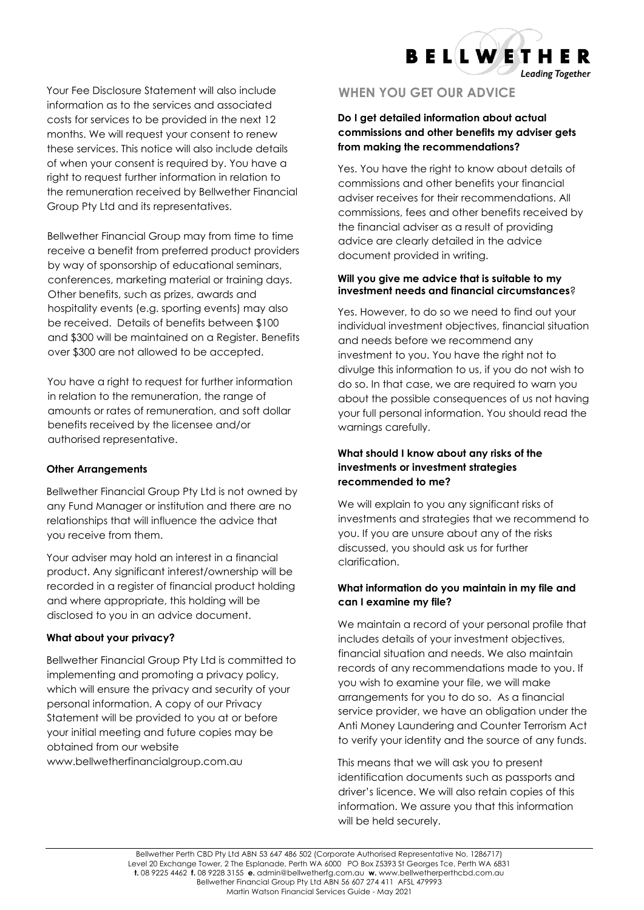Your Fee Disclosure Statement will also include information as to the services and associated costs for services to be provided in the next 12 months. We will request your consent to renew these services. This notice will also include details of when your consent is required by. You have a right to request further information in relation to the remuneration received by Bellwether Financial Group Pty Ltd and its representatives.

Bellwether Financial Group may from time to time receive a benefit from preferred product providers by way of sponsorship of educational seminars, conferences, marketing material or training days. Other benefits, such as prizes, awards and hospitality events (e.g. sporting events) may also be received. Details of benefits between $100 and $300 will be maintained on a Register. Benefits over $300 are not allowed to be accepted.

You have a right to request for further information in relation to the remuneration, the range of amounts or rates of remuneration, and soft dollar benefits received by the licensee and/or authorised representative.

### Other Arrangements

Bellwether Financial Group Pty Ltd is not owned by any Fund Manager or institution and there are no relationships that will influence the advice that you receive from them.

Your adviser may hold an interest in a financial product. Any significant interest/ownership will be recorded in a register of financial product holding and where appropriate, this holding will be disclosed to you in an advice document.

### What about your privacy?

Bellwether Financial Group Pty Ltd is committed to implementing and promoting a privacy policy, which will ensure the privacy and security of your personal information. A copy of our Privacy Statement will be provided to you at or before your initial meeting and future copies may be obtained from our website www.bellwetherfinancialgroup.com.au

## WHEN YOU GET OUR ADVICE

### Do I get detailed information about actual commissions and other benefits my adviser gets from making the recommendations?

Yes. You have the right to know about details of commissions and other benefits your financial adviser receives for their recommendations. All commissions, fees and other benefits received by the financial adviser as a result of providing advice are clearly detailed in the advice document provided in writing.

### Will you give me advice that is suitable to my investment needs and financial circumstances?

Yes. However, to do so we need to find out your individual investment objectives, financial situation and needs before we recommend any investment to you. You have the right not to divulge this information to us, if you do not wish to do so. In that case, we are required to warn you about the possible consequences of us not having your full personal information. You should read the warnings carefully.

### What should I know about any risks of the investments or investment strategies recommended to me?

We will explain to you any significant risks of investments and strategies that we recommend to you. If you are unsure about any of the risks discussed, you should ask us for further clarification.

### What information do you maintain in my file and can I examine my file?

We maintain a record of your personal profile that includes details of your investment objectives, financial situation and needs. We also maintain records of any recommendations made to you. If you wish to examine your file, we will make arrangements for you to do so. As a financial service provider, we have an obligation under the Anti Money Laundering and Counter Terrorism Act to verify your identity and the source of any funds.

This means that we will ask you to present identification documents such as passports and driver's licence. We will also retain copies of this information. We assure you that this information will be held securely.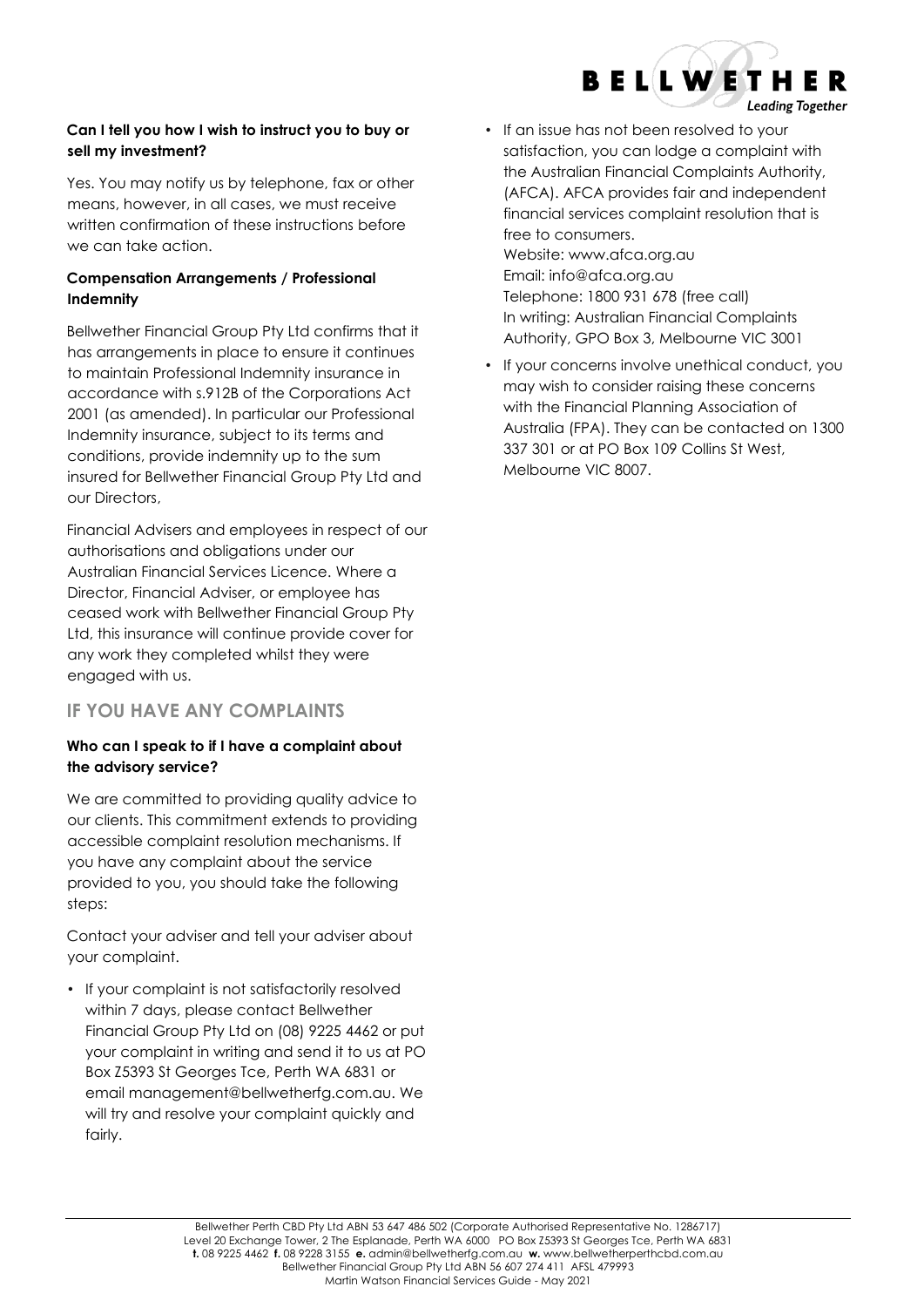**Can I tell you how I wish to instruct you to buy or sell my investment?**

Yes. You may notify us by telephone, fax or other means, however, in all cases, we must receive written confirmation of these instructions before we can take action.

**Compensation Arrangements / Professional Indemnity**

Bellwether Financial Group Pty Ltd confirms that it has arrangements in place to ensure it continues to maintain Professional Indemnity insurance in accordance with s.912B of the Corporations Act 2001 (as amended). In particular our Professional Indemnity insurance, subject to its terms and conditions, provide indemnity up to the sum insured for Bellwether Financial Group Pty Ltd and our Directors,

Financial Advisers and employees in respect of our authorisations and obligations under our Australian Financial Services Licence. Where a Director, Financial Adviser, or employee has ceased work with Bellwether Financial Group Pty Ltd, this insurance will continue provide cover for any work they completed whilst they were engaged with us.

## IF YOU HAVE ANY COMPLAINTS

**Who can I speak to if I have a complaint about the advisory service?**

We are committed to providing quality advice to our clients. This commitment extends to providing accessible complaint resolution mechanisms. If you have any complaint about the service provided to you, you should take the following steps:

Contact your adviser and tell your adviser about your complaint.

- If your complaint is not satisfactorily resolved within 7 days, please contact Bellwether Financial Group Pty Ltd on (08) 9225 4462 or put your complaint in writing and send it to us at PO Box Z5393 St Georges Tce, Perth WA 6831 or email management@bellwetherfg.com.au. We will try and resolve your complaint quickly and fairly.
- If an issue has not been resolved to your satisfaction, you can lodge a complaint with the Australian Financial Complaints Authority, (AFCA). AFCA provides fair and independent financial services complaint resolution that is free to consumers.
  Website: www.afca.org.au
  Email: info@afca.org.au
  Telephone: 1800 931 678 (free call)
  In writing: Australian Financial Complaints Authority, GPO Box 3, Melbourne VIC 3001
- If your concerns involve unethical conduct, you may wish to consider raising these concerns with the Financial Planning Association of Australia (FPA). They can be contacted on 1300 337 301 or at PO Box 109 Collins St West, Melbourne VIC 8007.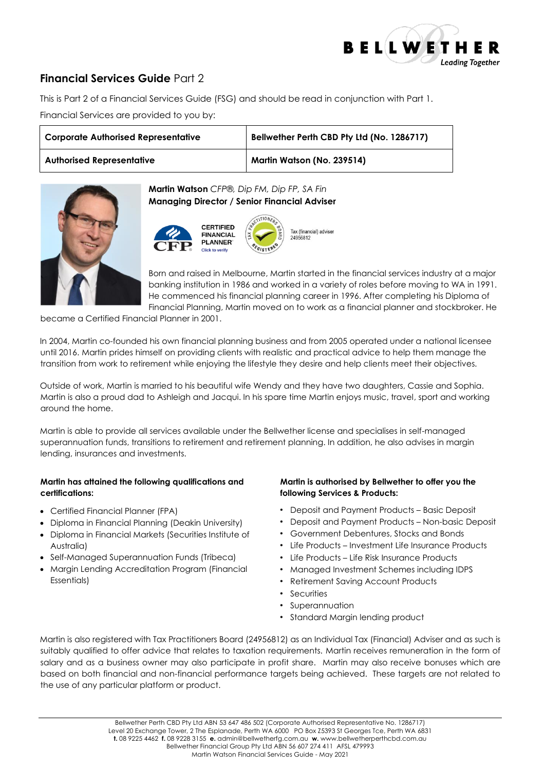## **Financial Services Guide** Part 2

This is Part 2 of a Financial Services Guide (FSG) and should be read in conjunction with Part 1.

Financial Services are provided to you by:

| | |
|---|---|
| **Corporate Authorised Representative** | **Bellwether Perth CBD Pty Ltd (No. 1286717)** |
| **Authorised Representative** | **Martin Watson (No. 239514)** |

**Martin Watson** *CFP®, Dip FM, Dip FP, SA Fin*
**Managing Director / Senior Financial Adviser**

CERTIFIED FINANCIAL PLANNER
Click to verify

Tax (financial) adviser 24956812

Born and raised in Melbourne, Martin started in the financial services industry at a major banking institution in 1986 and worked in a variety of roles before moving to WA in 1991. He commenced his financial planning career in 1996. After completing his Diploma of Financial Planning, Martin moved on to work as a financial planner and stockbroker. He became a Certified Financial Planner in 2001.

In 2004, Martin co-founded his own financial planning business and from 2005 operated under a national licensee until 2016. Martin prides himself on providing clients with realistic and practical advice to help them manage the transition from work to retirement while enjoying the lifestyle they desire and help clients meet their objectives.

Outside of work, Martin is married to his beautiful wife Wendy and they have two daughters, Cassie and Sophia. Martin is also a proud dad to Ashleigh and Jacqui. In his spare time Martin enjoys music, travel, sport and working around the home.

Martin is able to provide all services available under the Bellwether license and specialises in self-managed superannuation funds, transitions to retirement and retirement planning. In addition, he also advises in margin lending, insurances and investments.

**Martin has attained the following qualifications and certifications:**

- Certified Financial Planner (FPA)
- Diploma in Financial Planning (Deakin University)
- Diploma in Financial Markets (Securities Institute of Australia)
- Self-Managed Superannuation Funds (Tribeca)
- Margin Lending Accreditation Program (Financial Essentials)

**Martin is authorised by Bellwether to offer you the following Services & Products:**

- Deposit and Payment Products – Basic Deposit
- Deposit and Payment Products – Non-basic Deposit
- Government Debentures, Stocks and Bonds
- Life Products – Investment Life Insurance Products
- Life Products – Life Risk Insurance Products
- Managed Investment Schemes including IDPS
- Retirement Saving Account Products
- Securities
- Superannuation
- Standard Margin lending product

Martin is also registered with Tax Practitioners Board (24956812) as an Individual Tax (Financial) Adviser and as such is suitably qualified to offer advice that relates to taxation requirements. Martin receives remuneration in the form of salary and as a business owner may also participate in profit share. Martin may also receive bonuses which are based on both financial and non-financial performance targets being achieved. These targets are not related to the use of any particular platform or product.

Bellwether Perth CBD Pty Ltd ABN 53 647 486 502 (Corporate Authorised Representative No. 1286717)
Level 20 Exchange Tower, 2 The Esplanade, Perth WA 6000 PO Box Z5393 St Georges Tce, Perth WA 6831
**t.** 08 9225 4462 **f.** 08 9228 3155 **e.** admin@bellwetherfg.com.au **w.** www.bellwetherperthcbd.com.au
Bellwether Financial Group Pty Ltd ABN 56 607 274 411 AFSL 479993
Martin Watson Financial Services Guide - May 2021